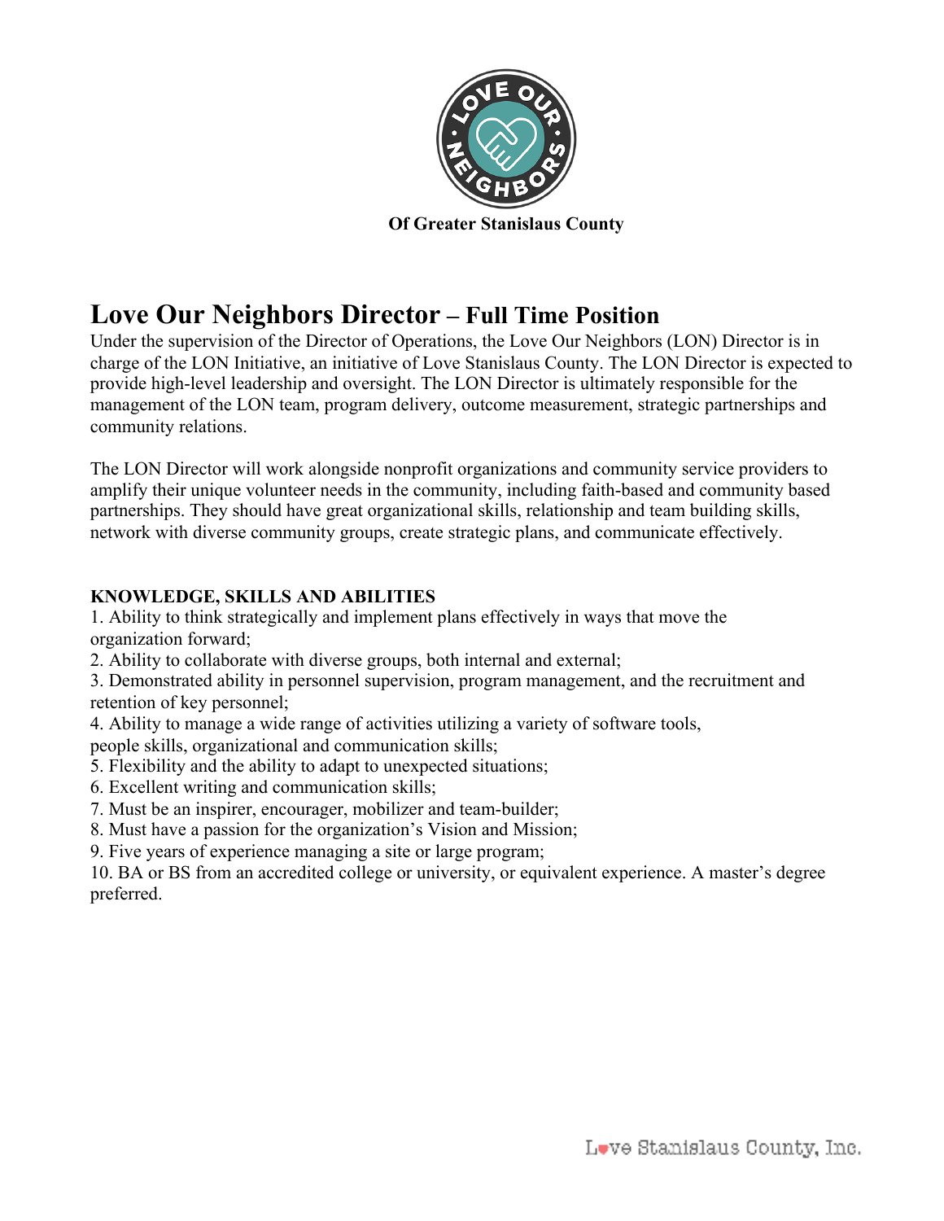Of Greater Stanislaus County

# Love Our Neighbors Director – Full Time Position

Under the supervision of the Director of Operations, the Love Our Neighbors (LON) Director is in charge of the LON Initiative, an initiative of Love Stanislaus County. The LON Director is expected to provide high-level leadership and oversight. The LON Director is ultimately responsible for the management of the LON team, program delivery, outcome measurement, strategic partnerships and community relations.

The LON Director will work alongside nonprofit organizations and community service providers to amplify their unique volunteer needs in the community, including faith-based and community based partnerships. They should have great organizational skills, relationship and team building skills, network with diverse community groups, create strategic plans, and communicate effectively.

**KNOWLEDGE, SKILLS AND ABILITIES**

1. Ability to think strategically and implement plans effectively in ways that move the organization forward;
2. Ability to collaborate with diverse groups, both internal and external;
3. Demonstrated ability in personnel supervision, program management, and the recruitment and retention of key personnel;
4. Ability to manage a wide range of activities utilizing a variety of software tools, people skills, organizational and communication skills;
5. Flexibility and the ability to adapt to unexpected situations;
6. Excellent writing and communication skills;
7. Must be an inspirer, encourager, mobilizer and team-builder;
8. Must have a passion for the organization's Vision and Mission;
9. Five years of experience managing a site or large program;
10. BA or BS from an accredited college or university, or equivalent experience. A master's degree preferred.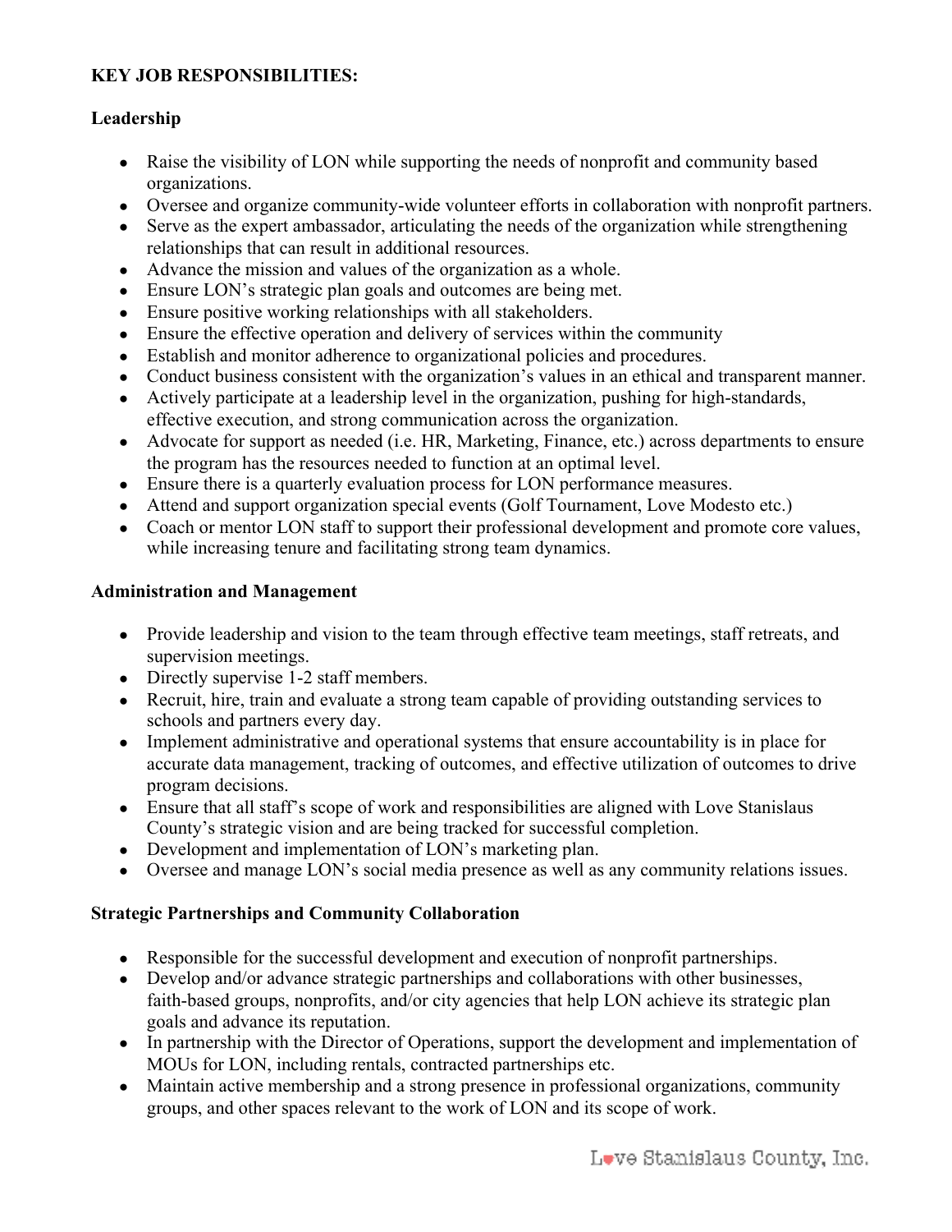**KEY JOB RESPONSIBILITIES:**

**Leadership**

- Raise the visibility of LON while supporting the needs of nonprofit and community based organizations.
- Oversee and organize community-wide volunteer efforts in collaboration with nonprofit partners.
- Serve as the expert ambassador, articulating the needs of the organization while strengthening relationships that can result in additional resources.
- Advance the mission and values of the organization as a whole.
- Ensure LON's strategic plan goals and outcomes are being met.
- Ensure positive working relationships with all stakeholders.
- Ensure the effective operation and delivery of services within the community
- Establish and monitor adherence to organizational policies and procedures.
- Conduct business consistent with the organization's values in an ethical and transparent manner.
- Actively participate at a leadership level in the organization, pushing for high-standards, effective execution, and strong communication across the organization.
- Advocate for support as needed (i.e. HR, Marketing, Finance, etc.) across departments to ensure the program has the resources needed to function at an optimal level.
- Ensure there is a quarterly evaluation process for LON performance measures.
- Attend and support organization special events (Golf Tournament, Love Modesto etc.)
- Coach or mentor LON staff to support their professional development and promote core values, while increasing tenure and facilitating strong team dynamics.

**Administration and Management**

- Provide leadership and vision to the team through effective team meetings, staff retreats, and supervision meetings.
- Directly supervise 1-2 staff members.
- Recruit, hire, train and evaluate a strong team capable of providing outstanding services to schools and partners every day.
- Implement administrative and operational systems that ensure accountability is in place for accurate data management, tracking of outcomes, and effective utilization of outcomes to drive program decisions.
- Ensure that all staff's scope of work and responsibilities are aligned with Love Stanislaus County's strategic vision and are being tracked for successful completion.
- Development and implementation of LON's marketing plan.
- Oversee and manage LON's social media presence as well as any community relations issues.

**Strategic Partnerships and Community Collaboration**

- Responsible for the successful development and execution of nonprofit partnerships.
- Develop and/or advance strategic partnerships and collaborations with other businesses, faith-based groups, nonprofits, and/or city agencies that help LON achieve its strategic plan goals and advance its reputation.
- In partnership with the Director of Operations, support the development and implementation of MOUs for LON, including rentals, contracted partnerships etc.
- Maintain active membership and a strong presence in professional organizations, community groups, and other spaces relevant to the work of LON and its scope of work.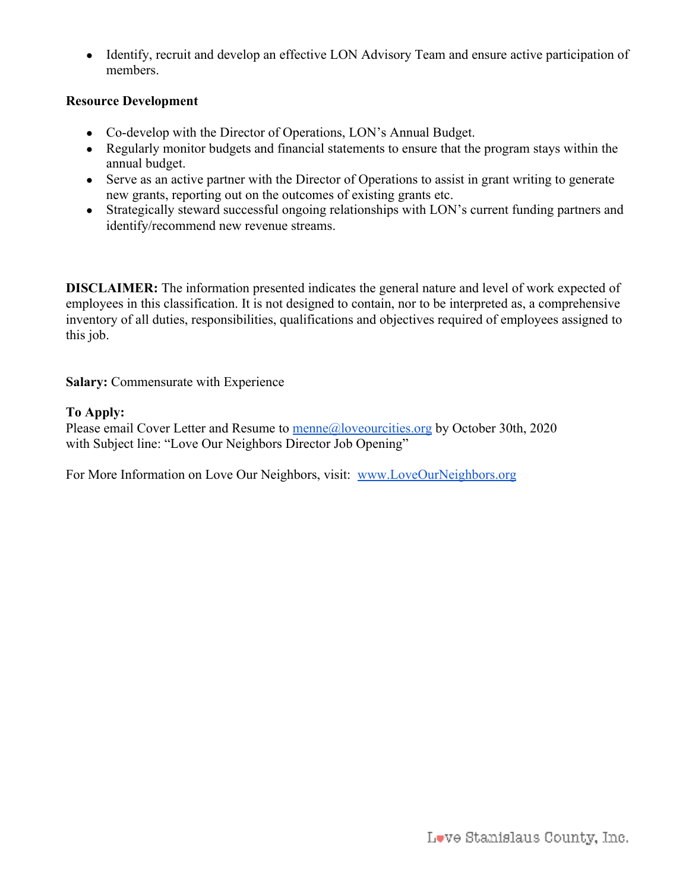- Identify, recruit and develop an effective LON Advisory Team and ensure active participation of members.

**Resource Development**

- Co-develop with the Director of Operations, LON's Annual Budget.
- Regularly monitor budgets and financial statements to ensure that the program stays within the annual budget.
- Serve as an active partner with the Director of Operations to assist in grant writing to generate new grants, reporting out on the outcomes of existing grants etc.
- Strategically steward successful ongoing relationships with LON's current funding partners and identify/recommend new revenue streams.

**DISCLAIMER:** The information presented indicates the general nature and level of work expected of employees in this classification. It is not designed to contain, nor to be interpreted as, a comprehensive inventory of all duties, responsibilities, qualifications and objectives required of employees assigned to this job.

**Salary:** Commensurate with Experience

**To Apply:**
Please email Cover Letter and Resume to menne@loveourcities.org by October 30th, 2020 with Subject line: "Love Our Neighbors Director Job Opening"

For More Information on Love Our Neighbors, visit: www.LoveOurNeighbors.org